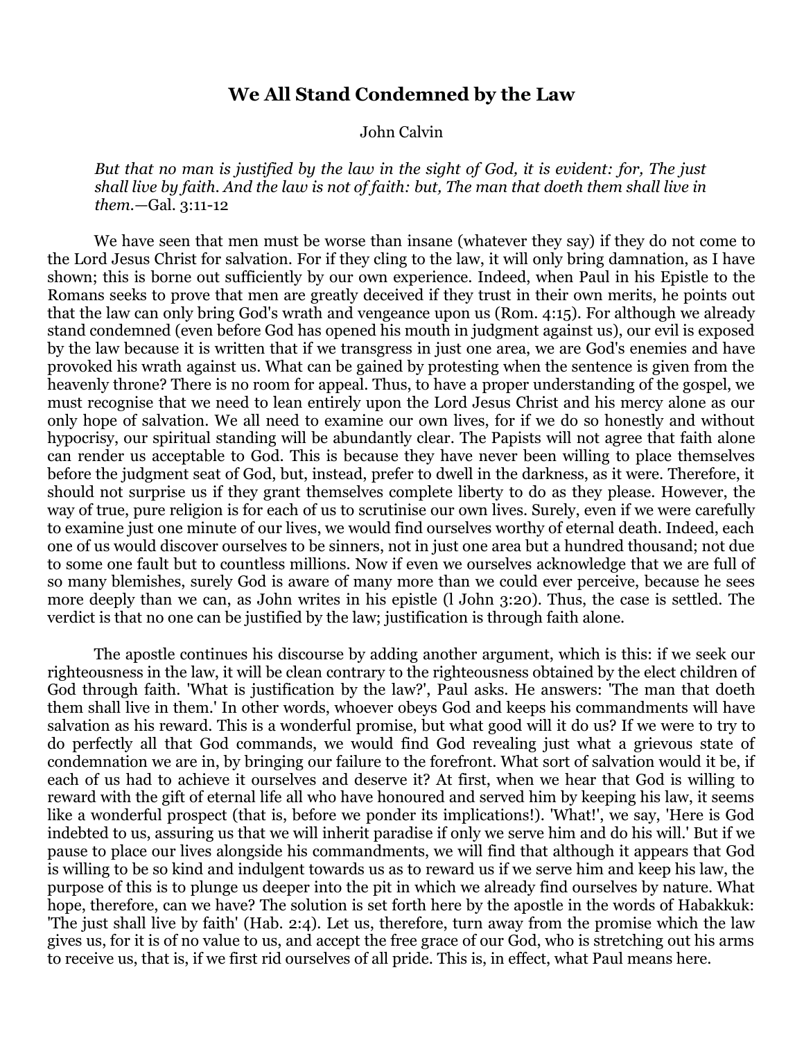# We All Stand Condemned by the Law

John Calvin

*But that no man is justified by the law in the sight of God, it is evident: for, The just shall live by faith. And the law is not of faith: but, The man that doeth them shall live in them.*—Gal. 3:11-12

We have seen that men must be worse than insane (whatever they say) if they do not come to the Lord Jesus Christ for salvation. For if they cling to the law, it will only bring damnation, as I have shown; this is borne out sufficiently by our own experience. Indeed, when Paul in his Epistle to the Romans seeks to prove that men are greatly deceived if they trust in their own merits, he points out that the law can only bring God's wrath and vengeance upon us (Rom. 4:15). For although we already stand condemned (even before God has opened his mouth in judgment against us), our evil is exposed by the law because it is written that if we transgress in just one area, we are God's enemies and have provoked his wrath against us. What can be gained by protesting when the sentence is given from the heavenly throne? There is no room for appeal. Thus, to have a proper understanding of the gospel, we must recognise that we need to lean entirely upon the Lord Jesus Christ and his mercy alone as our only hope of salvation. We all need to examine our own lives, for if we do so honestly and without hypocrisy, our spiritual standing will be abundantly clear. The Papists will not agree that faith alone can render us acceptable to God. This is because they have never been willing to place themselves before the judgment seat of God, but, instead, prefer to dwell in the darkness, as it were. Therefore, it should not surprise us if they grant themselves complete liberty to do as they please. However, the way of true, pure religion is for each of us to scrutinise our own lives. Surely, even if we were carefully to examine just one minute of our lives, we would find ourselves worthy of eternal death. Indeed, each one of us would discover ourselves to be sinners, not in just one area but a hundred thousand; not due to some one fault but to countless millions. Now if even we ourselves acknowledge that we are full of so many blemishes, surely God is aware of many more than we could ever perceive, because he sees more deeply than we can, as John writes in his epistle (l John 3:20). Thus, the case is settled. The verdict is that no one can be justified by the law; justification is through faith alone.

The apostle continues his discourse by adding another argument, which is this: if we seek our righteousness in the law, it will be clean contrary to the righteousness obtained by the elect children of God through faith. 'What is justification by the law?', Paul asks. He answers: 'The man that doeth them shall live in them.' In other words, whoever obeys God and keeps his commandments will have salvation as his reward. This is a wonderful promise, but what good will it do us? If we were to try to do perfectly all that God commands, we would find God revealing just what a grievous state of condemnation we are in, by bringing our failure to the forefront. What sort of salvation would it be, if each of us had to achieve it ourselves and deserve it? At first, when we hear that God is willing to reward with the gift of eternal life all who have honoured and served him by keeping his law, it seems like a wonderful prospect (that is, before we ponder its implications!). 'What!', we say, 'Here is God indebted to us, assuring us that we will inherit paradise if only we serve him and do his will.' But if we pause to place our lives alongside his commandments, we will find that although it appears that God is willing to be so kind and indulgent towards us as to reward us if we serve him and keep his law, the purpose of this is to plunge us deeper into the pit in which we already find ourselves by nature. What hope, therefore, can we have? The solution is set forth here by the apostle in the words of Habakkuk: 'The just shall live by faith' (Hab. 2:4). Let us, therefore, turn away from the promise which the law gives us, for it is of no value to us, and accept the free grace of our God, who is stretching out his arms to receive us, that is, if we first rid ourselves of all pride. This is, in effect, what Paul means here.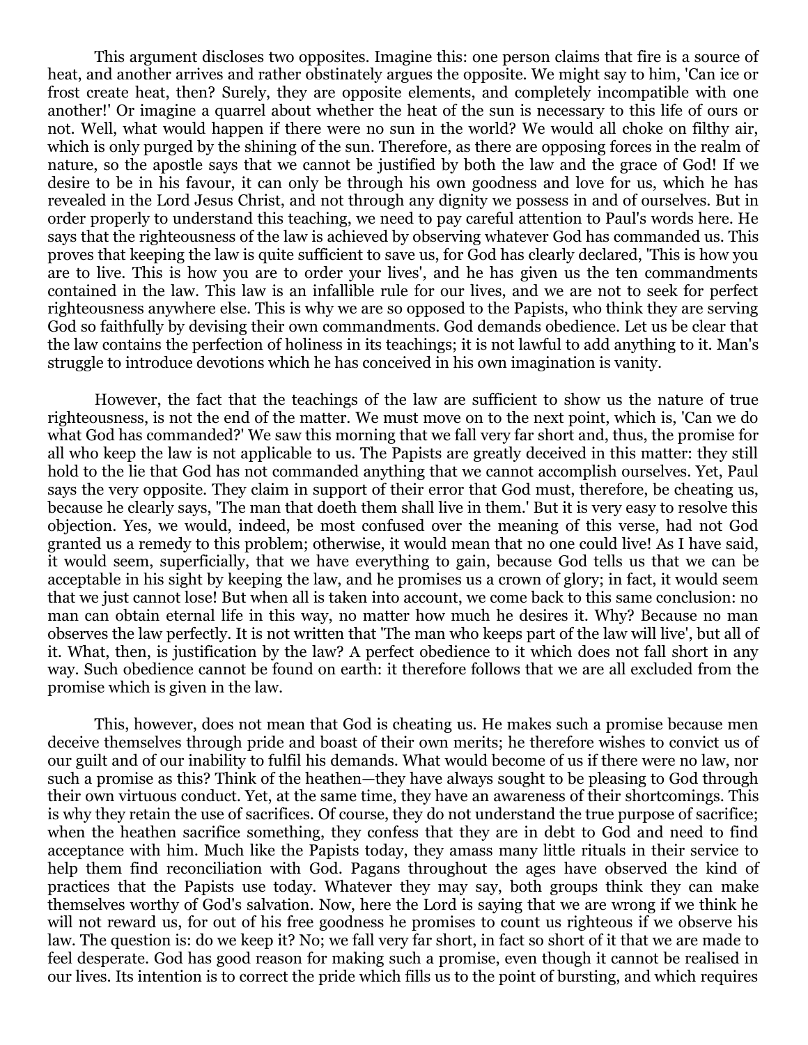This argument discloses two opposites. Imagine this: one person claims that fire is a source of heat, and another arrives and rather obstinately argues the opposite. We might say to him, 'Can ice or frost create heat, then? Surely, they are opposite elements, and completely incompatible with one another!' Or imagine a quarrel about whether the heat of the sun is necessary to this life of ours or not. Well, what would happen if there were no sun in the world? We would all choke on filthy air, which is only purged by the shining of the sun. Therefore, as there are opposing forces in the realm of nature, so the apostle says that we cannot be justified by both the law and the grace of God! If we desire to be in his favour, it can only be through his own goodness and love for us, which he has revealed in the Lord Jesus Christ, and not through any dignity we possess in and of ourselves. But in order properly to understand this teaching, we need to pay careful attention to Paul's words here. He says that the righteousness of the law is achieved by observing whatever God has commanded us. This proves that keeping the law is quite sufficient to save us, for God has clearly declared, 'This is how you are to live. This is how you are to order your lives', and he has given us the ten commandments contained in the law. This law is an infallible rule for our lives, and we are not to seek for perfect righteousness anywhere else. This is why we are so opposed to the Papists, who think they are serving God so faithfully by devising their own commandments. God demands obedience. Let us be clear that the law contains the perfection of holiness in its teachings; it is not lawful to add anything to it. Man's struggle to introduce devotions which he has conceived in his own imagination is vanity.

However, the fact that the teachings of the law are sufficient to show us the nature of true righteousness, is not the end of the matter. We must move on to the next point, which is, 'Can we do what God has commanded?' We saw this morning that we fall very far short and, thus, the promise for all who keep the law is not applicable to us. The Papists are greatly deceived in this matter: they still hold to the lie that God has not commanded anything that we cannot accomplish ourselves. Yet, Paul says the very opposite. They claim in support of their error that God must, therefore, be cheating us, because he clearly says, 'The man that doeth them shall live in them.' But it is very easy to resolve this objection. Yes, we would, indeed, be most confused over the meaning of this verse, had not God granted us a remedy to this problem; otherwise, it would mean that no one could live! As I have said, it would seem, superficially, that we have everything to gain, because God tells us that we can be acceptable in his sight by keeping the law, and he promises us a crown of glory; in fact, it would seem that we just cannot lose! But when all is taken into account, we come back to this same conclusion: no man can obtain eternal life in this way, no matter how much he desires it. Why? Because no man observes the law perfectly. It is not written that 'The man who keeps part of the law will live', but all of it. What, then, is justification by the law? A perfect obedience to it which does not fall short in any way. Such obedience cannot be found on earth: it therefore follows that we are all excluded from the promise which is given in the law.

This, however, does not mean that God is cheating us. He makes such a promise because men deceive themselves through pride and boast of their own merits; he therefore wishes to convict us of our guilt and of our inability to fulfil his demands. What would become of us if there were no law, nor such a promise as this? Think of the heathen—they have always sought to be pleasing to God through their own virtuous conduct. Yet, at the same time, they have an awareness of their shortcomings. This is why they retain the use of sacrifices. Of course, they do not understand the true purpose of sacrifice; when the heathen sacrifice something, they confess that they are in debt to God and need to find acceptance with him. Much like the Papists today, they amass many little rituals in their service to help them find reconciliation with God. Pagans throughout the ages have observed the kind of practices that the Papists use today. Whatever they may say, both groups think they can make themselves worthy of God's salvation. Now, here the Lord is saying that we are wrong if we think he will not reward us, for out of his free goodness he promises to count us righteous if we observe his law. The question is: do we keep it? No; we fall very far short, in fact so short of it that we are made to feel desperate. God has good reason for making such a promise, even though it cannot be realised in our lives. Its intention is to correct the pride which fills us to the point of bursting, and which requires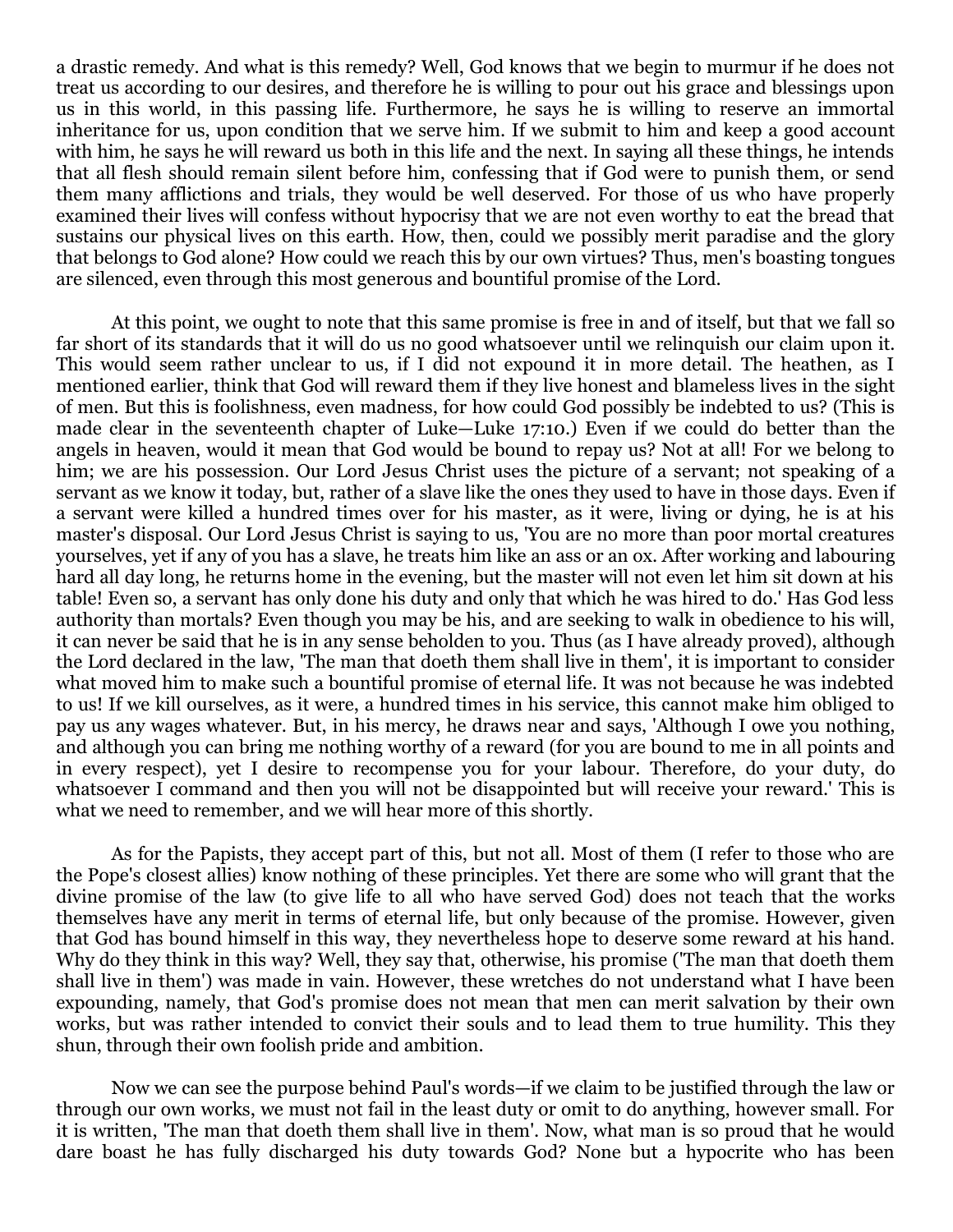a drastic remedy. And what is this remedy? Well, God knows that we begin to murmur if he does not treat us according to our desires, and therefore he is willing to pour out his grace and blessings upon us in this world, in this passing life. Furthermore, he says he is willing to reserve an immortal inheritance for us, upon condition that we serve him. If we submit to him and keep a good account with him, he says he will reward us both in this life and the next. In saying all these things, he intends that all flesh should remain silent before him, confessing that if God were to punish them, or send them many afflictions and trials, they would be well deserved. For those of us who have properly examined their lives will confess without hypocrisy that we are not even worthy to eat the bread that sustains our physical lives on this earth. How, then, could we possibly merit paradise and the glory that belongs to God alone? How could we reach this by our own virtues? Thus, men's boasting tongues are silenced, even through this most generous and bountiful promise of the Lord.

At this point, we ought to note that this same promise is free in and of itself, but that we fall so far short of its standards that it will do us no good whatsoever until we relinquish our claim upon it. This would seem rather unclear to us, if I did not expound it in more detail. The heathen, as I mentioned earlier, think that God will reward them if they live honest and blameless lives in the sight of men. But this is foolishness, even madness, for how could God possibly be indebted to us? (This is made clear in the seventeenth chapter of Luke—Luke 17:10.) Even if we could do better than the angels in heaven, would it mean that God would be bound to repay us? Not at all! For we belong to him; we are his possession. Our Lord Jesus Christ uses the picture of a servant; not speaking of a servant as we know it today, but, rather of a slave like the ones they used to have in those days. Even if a servant were killed a hundred times over for his master, as it were, living or dying, he is at his master's disposal. Our Lord Jesus Christ is saying to us, 'You are no more than poor mortal creatures yourselves, yet if any of you has a slave, he treats him like an ass or an ox. After working and labouring hard all day long, he returns home in the evening, but the master will not even let him sit down at his table! Even so, a servant has only done his duty and only that which he was hired to do.' Has God less authority than mortals? Even though you may be his, and are seeking to walk in obedience to his will, it can never be said that he is in any sense beholden to you. Thus (as I have already proved), although the Lord declared in the law, 'The man that doeth them shall live in them', it is important to consider what moved him to make such a bountiful promise of eternal life. It was not because he was indebted to us! If we kill ourselves, as it were, a hundred times in his service, this cannot make him obliged to pay us any wages whatever. But, in his mercy, he draws near and says, 'Although I owe you nothing, and although you can bring me nothing worthy of a reward (for you are bound to me in all points and in every respect), yet I desire to recompense you for your labour. Therefore, do your duty, do whatsoever I command and then you will not be disappointed but will receive your reward.' This is what we need to remember, and we will hear more of this shortly.

As for the Papists, they accept part of this, but not all. Most of them (I refer to those who are the Pope's closest allies) know nothing of these principles. Yet there are some who will grant that the divine promise of the law (to give life to all who have served God) does not teach that the works themselves have any merit in terms of eternal life, but only because of the promise. However, given that God has bound himself in this way, they nevertheless hope to deserve some reward at his hand. Why do they think in this way? Well, they say that, otherwise, his promise ('The man that doeth them shall live in them') was made in vain. However, these wretches do not understand what I have been expounding, namely, that God's promise does not mean that men can merit salvation by their own works, but was rather intended to convict their souls and to lead them to true humility. This they shun, through their own foolish pride and ambition.

Now we can see the purpose behind Paul's words—if we claim to be justified through the law or through our own works, we must not fail in the least duty or omit to do anything, however small. For it is written, 'The man that doeth them shall live in them'. Now, what man is so proud that he would dare boast he has fully discharged his duty towards God? None but a hypocrite who has been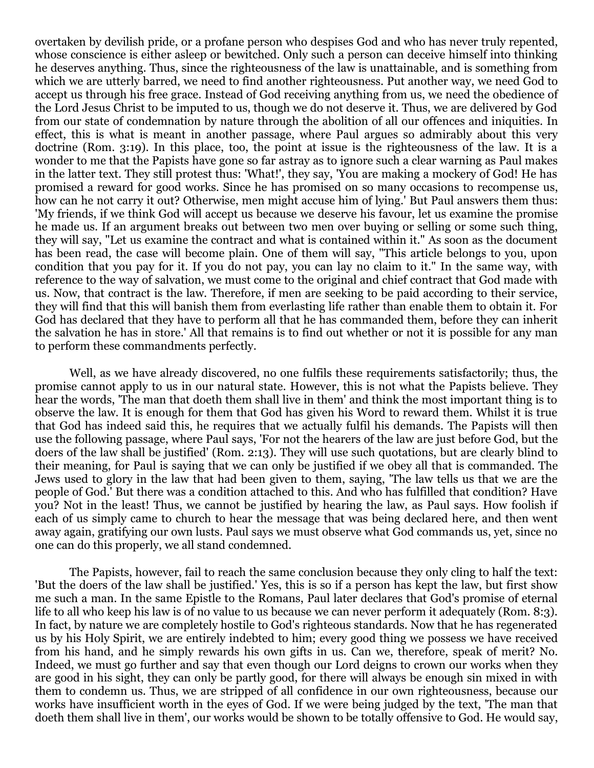overtaken by devilish pride, or a profane person who despises God and who has never truly repented, whose conscience is either asleep or bewitched. Only such a person can deceive himself into thinking he deserves anything. Thus, since the righteousness of the law is unattainable, and is something from which we are utterly barred, we need to find another righteousness. Put another way, we need God to accept us through his free grace. Instead of God receiving anything from us, we need the obedience of the Lord Jesus Christ to be imputed to us, though we do not deserve it. Thus, we are delivered by God from our state of condemnation by nature through the abolition of all our offences and iniquities. In effect, this is what is meant in another passage, where Paul argues so admirably about this very doctrine (Rom. 3:19). In this place, too, the point at issue is the righteousness of the law. It is a wonder to me that the Papists have gone so far astray as to ignore such a clear warning as Paul makes in the latter text. They still protest thus: 'What!', they say, 'You are making a mockery of God! He has promised a reward for good works. Since he has promised on so many occasions to recompense us, how can he not carry it out? Otherwise, men might accuse him of lying.' But Paul answers them thus: 'My friends, if we think God will accept us because we deserve his favour, let us examine the promise he made us. If an argument breaks out between two men over buying or selling or some such thing, they will say, "Let us examine the contract and what is contained within it." As soon as the document has been read, the case will become plain. One of them will say, "This article belongs to you, upon condition that you pay for it. If you do not pay, you can lay no claim to it." In the same way, with reference to the way of salvation, we must come to the original and chief contract that God made with us. Now, that contract is the law. Therefore, if men are seeking to be paid according to their service, they will find that this will banish them from everlasting life rather than enable them to obtain it. For God has declared that they have to perform all that he has commanded them, before they can inherit the salvation he has in store.' All that remains is to find out whether or not it is possible for any man to perform these commandments perfectly.

Well, as we have already discovered, no one fulfils these requirements satisfactorily; thus, the promise cannot apply to us in our natural state. However, this is not what the Papists believe. They hear the words, 'The man that doeth them shall live in them' and think the most important thing is to observe the law. It is enough for them that God has given his Word to reward them. Whilst it is true that God has indeed said this, he requires that we actually fulfil his demands. The Papists will then use the following passage, where Paul says, 'For not the hearers of the law are just before God, but the doers of the law shall be justified' (Rom. 2:13). They will use such quotations, but are clearly blind to their meaning, for Paul is saying that we can only be justified if we obey all that is commanded. The Jews used to glory in the law that had been given to them, saying, 'The law tells us that we are the people of God.' But there was a condition attached to this. And who has fulfilled that condition? Have you? Not in the least! Thus, we cannot be justified by hearing the law, as Paul says. How foolish if each of us simply came to church to hear the message that was being declared here, and then went away again, gratifying our own lusts. Paul says we must observe what God commands us, yet, since no one can do this properly, we all stand condemned.

The Papists, however, fail to reach the same conclusion because they only cling to half the text: 'But the doers of the law shall be justified.' Yes, this is so if a person has kept the law, but first show me such a man. In the same Epistle to the Romans, Paul later declares that God's promise of eternal life to all who keep his law is of no value to us because we can never perform it adequately (Rom. 8:3). In fact, by nature we are completely hostile to God's righteous standards. Now that he has regenerated us by his Holy Spirit, we are entirely indebted to him; every good thing we possess we have received from his hand, and he simply rewards his own gifts in us. Can we, therefore, speak of merit? No. Indeed, we must go further and say that even though our Lord deigns to crown our works when they are good in his sight, they can only be partly good, for there will always be enough sin mixed in with them to condemn us. Thus, we are stripped of all confidence in our own righteousness, because our works have insufficient worth in the eyes of God. If we were being judged by the text, 'The man that doeth them shall live in them', our works would be shown to be totally offensive to God. He would say,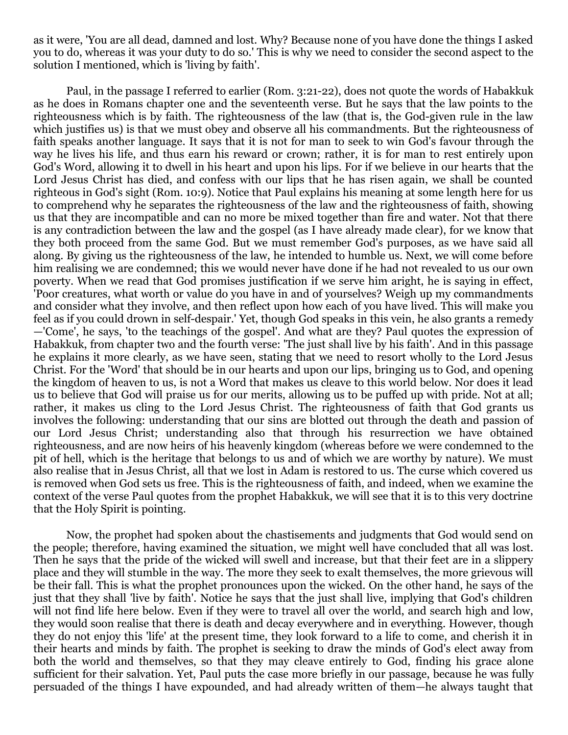as it were, 'You are all dead, damned and lost. Why? Because none of you have done the things I asked you to do, whereas it was your duty to do so.' This is why we need to consider the second aspect to the solution I mentioned, which is 'living by faith'.

Paul, in the passage I referred to earlier (Rom. 3:21-22), does not quote the words of Habakkuk as he does in Romans chapter one and the seventeenth verse. But he says that the law points to the righteousness which is by faith. The righteousness of the law (that is, the God-given rule in the law which justifies us) is that we must obey and observe all his commandments. But the righteousness of faith speaks another language. It says that it is not for man to seek to win God's favour through the way he lives his life, and thus earn his reward or crown; rather, it is for man to rest entirely upon God's Word, allowing it to dwell in his heart and upon his lips. For if we believe in our hearts that the Lord Jesus Christ has died, and confess with our lips that he has risen again, we shall be counted righteous in God's sight (Rom. 10:9). Notice that Paul explains his meaning at some length here for us to comprehend why he separates the righteousness of the law and the righteousness of faith, showing us that they are incompatible and can no more be mixed together than fire and water. Not that there is any contradiction between the law and the gospel (as I have already made clear), for we know that they both proceed from the same God. But we must remember God's purposes, as we have said all along. By giving us the righteousness of the law, he intended to humble us. Next, we will come before him realising we are condemned; this we would never have done if he had not revealed to us our own poverty. When we read that God promises justification if we serve him aright, he is saying in effect, 'Poor creatures, what worth or value do you have in and of yourselves? Weigh up my commandments and consider what they involve, and then reflect upon how each of you have lived. This will make you feel as if you could drown in self-despair.' Yet, though God speaks in this vein, he also grants a remedy—'Come', he says, 'to the teachings of the gospel'. And what are they? Paul quotes the expression of Habakkuk, from chapter two and the fourth verse: 'The just shall live by his faith'. And in this passage he explains it more clearly, as we have seen, stating that we need to resort wholly to the Lord Jesus Christ. For the 'Word' that should be in our hearts and upon our lips, bringing us to God, and opening the kingdom of heaven to us, is not a Word that makes us cleave to this world below. Nor does it lead us to believe that God will praise us for our merits, allowing us to be puffed up with pride. Not at all; rather, it makes us cling to the Lord Jesus Christ. The righteousness of faith that God grants us involves the following: understanding that our sins are blotted out through the death and passion of our Lord Jesus Christ; understanding also that through his resurrection we have obtained righteousness, and are now heirs of his heavenly kingdom (whereas before we were condemned to the pit of hell, which is the heritage that belongs to us and of which we are worthy by nature). We must also realise that in Jesus Christ, all that we lost in Adam is restored to us. The curse which covered us is removed when God sets us free. This is the righteousness of faith, and indeed, when we examine the context of the verse Paul quotes from the prophet Habakkuk, we will see that it is to this very doctrine that the Holy Spirit is pointing.

Now, the prophet had spoken about the chastisements and judgments that God would send on the people; therefore, having examined the situation, we might well have concluded that all was lost. Then he says that the pride of the wicked will swell and increase, but that their feet are in a slippery place and they will stumble in the way. The more they seek to exalt themselves, the more grievous will be their fall. This is what the prophet pronounces upon the wicked. On the other hand, he says of the just that they shall 'live by faith'. Notice he says that the just shall live, implying that God's children will not find life here below. Even if they were to travel all over the world, and search high and low, they would soon realise that there is death and decay everywhere and in everything. However, though they do not enjoy this 'life' at the present time, they look forward to a life to come, and cherish it in their hearts and minds by faith. The prophet is seeking to draw the minds of God's elect away from both the world and themselves, so that they may cleave entirely to God, finding his grace alone sufficient for their salvation. Yet, Paul puts the case more briefly in our passage, because he was fully persuaded of the things I have expounded, and had already written of them—he always taught that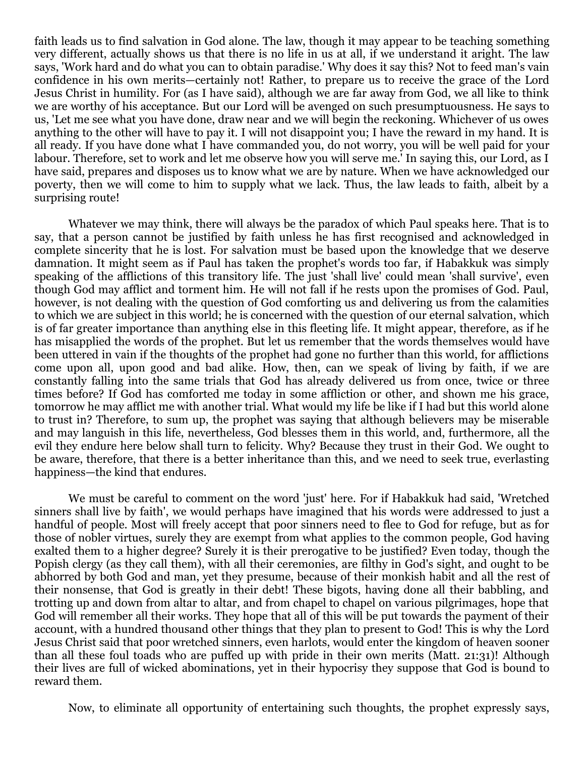faith leads us to find salvation in God alone. The law, though it may appear to be teaching something very different, actually shows us that there is no life in us at all, if we understand it aright. The law says, 'Work hard and do what you can to obtain paradise.' Why does it say this? Not to feed man's vain confidence in his own merits—certainly not! Rather, to prepare us to receive the grace of the Lord Jesus Christ in humility. For (as I have said), although we are far away from God, we all like to think we are worthy of his acceptance. But our Lord will be avenged on such presumptuousness. He says to us, 'Let me see what you have done, draw near and we will begin the reckoning. Whichever of us owes anything to the other will have to pay it. I will not disappoint you; I have the reward in my hand. It is all ready. If you have done what I have commanded you, do not worry, you will be well paid for your labour. Therefore, set to work and let me observe how you will serve me.' In saying this, our Lord, as I have said, prepares and disposes us to know what we are by nature. When we have acknowledged our poverty, then we will come to him to supply what we lack. Thus, the law leads to faith, albeit by a surprising route!

Whatever we may think, there will always be the paradox of which Paul speaks here. That is to say, that a person cannot be justified by faith unless he has first recognised and acknowledged in complete sincerity that he is lost. For salvation must be based upon the knowledge that we deserve damnation. It might seem as if Paul has taken the prophet's words too far, if Habakkuk was simply speaking of the afflictions of this transitory life. The just 'shall live' could mean 'shall survive', even though God may afflict and torment him. He will not fall if he rests upon the promises of God. Paul, however, is not dealing with the question of God comforting us and delivering us from the calamities to which we are subject in this world; he is concerned with the question of our eternal salvation, which is of far greater importance than anything else in this fleeting life. It might appear, therefore, as if he has misapplied the words of the prophet. But let us remember that the words themselves would have been uttered in vain if the thoughts of the prophet had gone no further than this world, for afflictions come upon all, upon good and bad alike. How, then, can we speak of living by faith, if we are constantly falling into the same trials that God has already delivered us from once, twice or three times before? If God has comforted me today in some affliction or other, and shown me his grace, tomorrow he may afflict me with another trial. What would my life be like if I had but this world alone to trust in? Therefore, to sum up, the prophet was saying that although believers may be miserable and may languish in this life, nevertheless, God blesses them in this world, and, furthermore, all the evil they endure here below shall turn to felicity. Why? Because they trust in their God. We ought to be aware, therefore, that there is a better inheritance than this, and we need to seek true, everlasting happiness—the kind that endures.

We must be careful to comment on the word 'just' here. For if Habakkuk had said, 'Wretched sinners shall live by faith', we would perhaps have imagined that his words were addressed to just a handful of people. Most will freely accept that poor sinners need to flee to God for refuge, but as for those of nobler virtues, surely they are exempt from what applies to the common people, God having exalted them to a higher degree? Surely it is their prerogative to be justified? Even today, though the Popish clergy (as they call them), with all their ceremonies, are filthy in God's sight, and ought to be abhorred by both God and man, yet they presume, because of their monkish habit and all the rest of their nonsense, that God is greatly in their debt! These bigots, having done all their babbling, and trotting up and down from altar to altar, and from chapel to chapel on various pilgrimages, hope that God will remember all their works. They hope that all of this will be put towards the payment of their account, with a hundred thousand other things that they plan to present to God! This is why the Lord Jesus Christ said that poor wretched sinners, even harlots, would enter the kingdom of heaven sooner than all these foul toads who are puffed up with pride in their own merits (Matt. 21:31)! Although their lives are full of wicked abominations, yet in their hypocrisy they suppose that God is bound to reward them.

Now, to eliminate all opportunity of entertaining such thoughts, the prophet expressly says,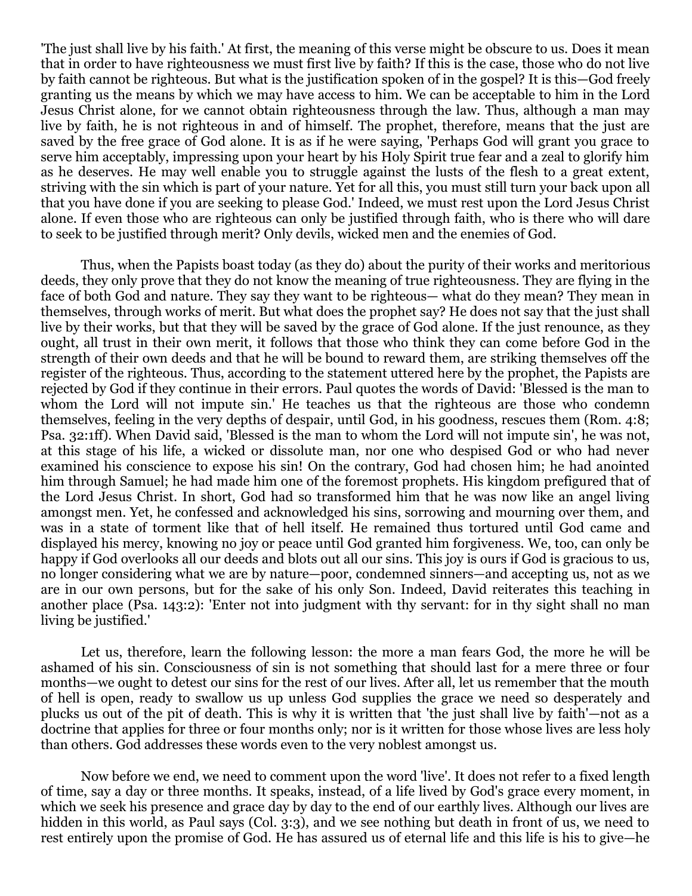'The just shall live by his faith.' At first, the meaning of this verse might be obscure to us. Does it mean that in order to have righteousness we must first live by faith? If this is the case, those who do not live by faith cannot be righteous. But what is the justification spoken of in the gospel? It is this—God freely granting us the means by which we may have access to him. We can be acceptable to him in the Lord Jesus Christ alone, for we cannot obtain righteousness through the law. Thus, although a man may live by faith, he is not righteous in and of himself. The prophet, therefore, means that the just are saved by the free grace of God alone. It is as if he were saying, 'Perhaps God will grant you grace to serve him acceptably, impressing upon your heart by his Holy Spirit true fear and a zeal to glorify him as he deserves. He may well enable you to struggle against the lusts of the flesh to a great extent, striving with the sin which is part of your nature. Yet for all this, you must still turn your back upon all that you have done if you are seeking to please God.' Indeed, we must rest upon the Lord Jesus Christ alone. If even those who are righteous can only be justified through faith, who is there who will dare to seek to be justified through merit? Only devils, wicked men and the enemies of God.

Thus, when the Papists boast today (as they do) about the purity of their works and meritorious deeds, they only prove that they do not know the meaning of true righteousness. They are flying in the face of both God and nature. They say they want to be righteous— what do they mean? They mean in themselves, through works of merit. But what does the prophet say? He does not say that the just shall live by their works, but that they will be saved by the grace of God alone. If the just renounce, as they ought, all trust in their own merit, it follows that those who think they can come before God in the strength of their own deeds and that he will be bound to reward them, are striking themselves off the register of the righteous. Thus, according to the statement uttered here by the prophet, the Papists are rejected by God if they continue in their errors. Paul quotes the words of David: 'Blessed is the man to whom the Lord will not impute sin.' He teaches us that the righteous are those who condemn themselves, feeling in the very depths of despair, until God, in his goodness, rescues them (Rom. 4:8; Psa. 32:1ff). When David said, 'Blessed is the man to whom the Lord will not impute sin', he was not, at this stage of his life, a wicked or dissolute man, nor one who despised God or who had never examined his conscience to expose his sin! On the contrary, God had chosen him; he had anointed him through Samuel; he had made him one of the foremost prophets. His kingdom prefigured that of the Lord Jesus Christ. In short, God had so transformed him that he was now like an angel living amongst men. Yet, he confessed and acknowledged his sins, sorrowing and mourning over them, and was in a state of torment like that of hell itself. He remained thus tortured until God came and displayed his mercy, knowing no joy or peace until God granted him forgiveness. We, too, can only be happy if God overlooks all our deeds and blots out all our sins. This joy is ours if God is gracious to us, no longer considering what we are by nature—poor, condemned sinners—and accepting us, not as we are in our own persons, but for the sake of his only Son. Indeed, David reiterates this teaching in another place (Psa. 143:2): 'Enter not into judgment with thy servant: for in thy sight shall no man living be justified.'

Let us, therefore, learn the following lesson: the more a man fears God, the more he will be ashamed of his sin. Consciousness of sin is not something that should last for a mere three or four months—we ought to detest our sins for the rest of our lives. After all, let us remember that the mouth of hell is open, ready to swallow us up unless God supplies the grace we need so desperately and plucks us out of the pit of death. This is why it is written that 'the just shall live by faith'—not as a doctrine that applies for three or four months only; nor is it written for those whose lives are less holy than others. God addresses these words even to the very noblest amongst us.

Now before we end, we need to comment upon the word 'live'. It does not refer to a fixed length of time, say a day or three months. It speaks, instead, of a life lived by God's grace every moment, in which we seek his presence and grace day by day to the end of our earthly lives. Although our lives are hidden in this world, as Paul says (Col. 3:3), and we see nothing but death in front of us, we need to rest entirely upon the promise of God. He has assured us of eternal life and this life is his to give—he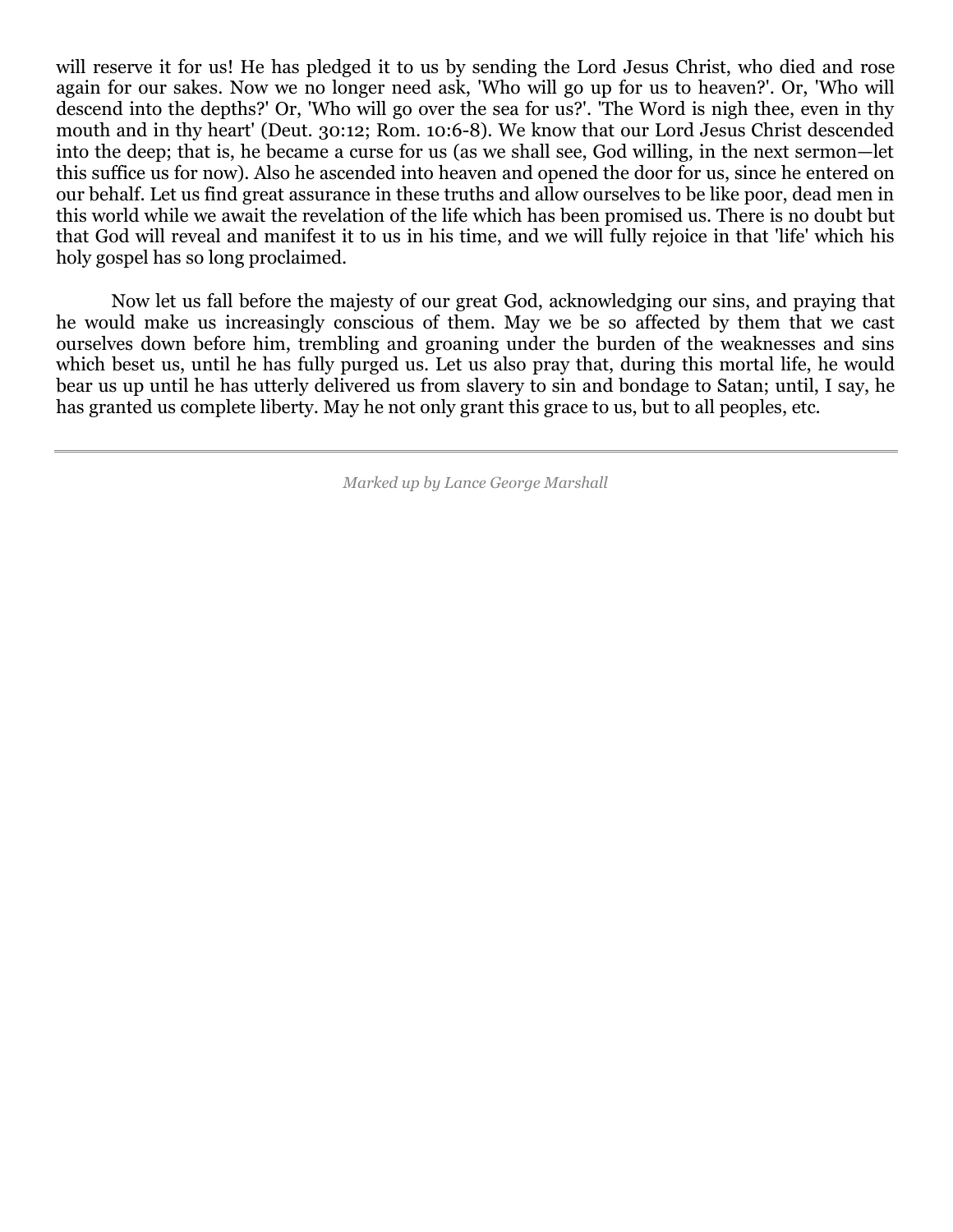will reserve it for us! He has pledged it to us by sending the Lord Jesus Christ, who died and rose again for our sakes. Now we no longer need ask, 'Who will go up for us to heaven?'. Or, 'Who will descend into the depths?' Or, 'Who will go over the sea for us?'. 'The Word is nigh thee, even in thy mouth and in thy heart' (Deut. 30:12; Rom. 10:6-8). We know that our Lord Jesus Christ descended into the deep; that is, he became a curse for us (as we shall see, God willing, in the next sermon—let this suffice us for now). Also he ascended into heaven and opened the door for us, since he entered on our behalf. Let us find great assurance in these truths and allow ourselves to be like poor, dead men in this world while we await the revelation of the life which has been promised us. There is no doubt but that God will reveal and manifest it to us in his time, and we will fully rejoice in that 'life' which his holy gospel has so long proclaimed.

Now let us fall before the majesty of our great God, acknowledging our sins, and praying that he would make us increasingly conscious of them. May we be so affected by them that we cast ourselves down before him, trembling and groaning under the burden of the weaknesses and sins which beset us, until he has fully purged us. Let us also pray that, during this mortal life, he would bear us up until he has utterly delivered us from slavery to sin and bondage to Satan; until, I say, he has granted us complete liberty. May he not only grant this grace to us, but to all peoples, etc.

---

*Marked up by Lance George Marshall*